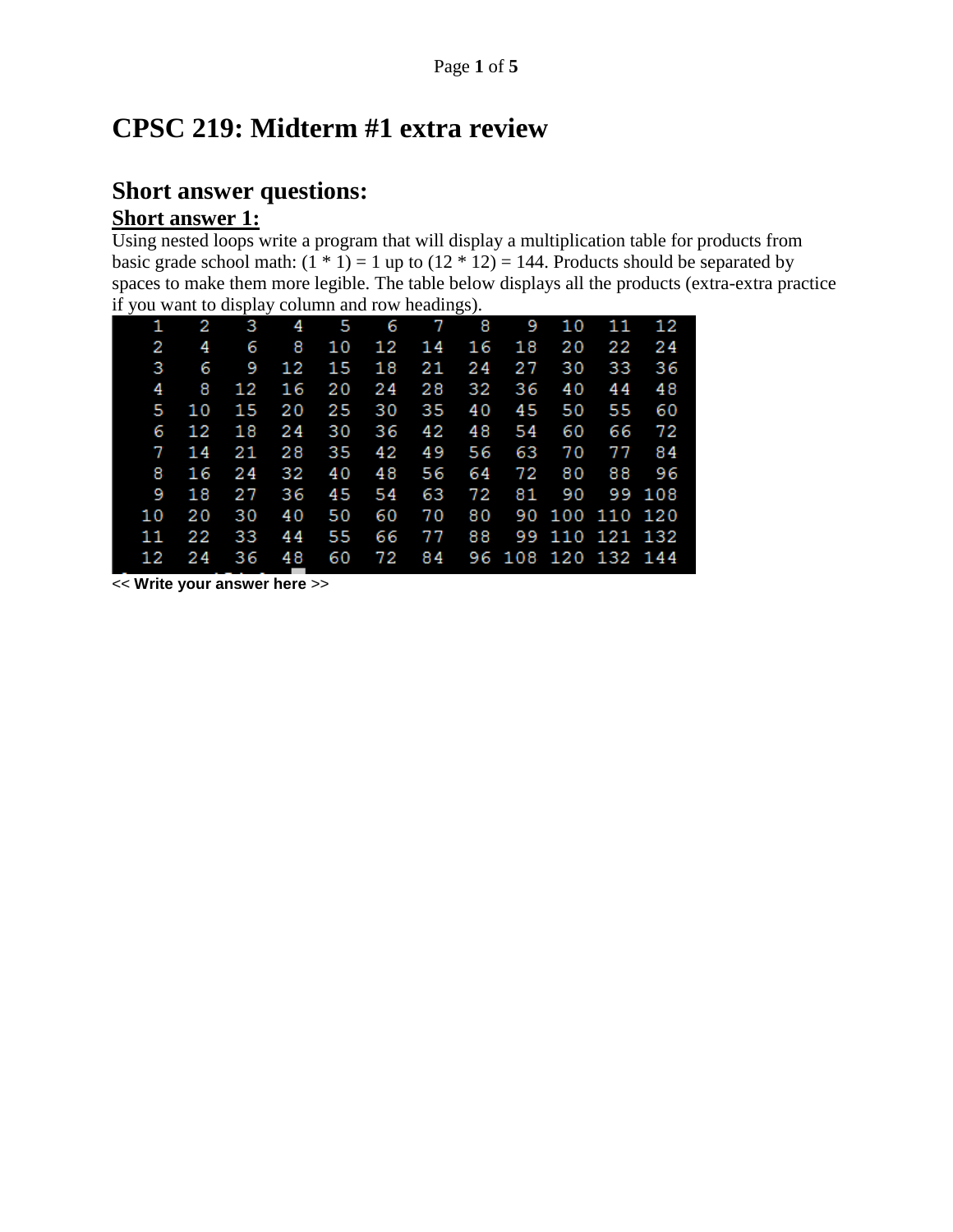# CPSC 219: Midterm #1 extra review

## Short answer questions:

### Short answer 1:

Using nested loops write a program that will display a multiplication table for products from basic grade school math: (1 * 1) = 1 up to (12 * 12) = 144. Products should be separated by spaces to make them more legible. The table below displays all the products (extra-extra practice if you want to display column and row headings).

```
   1   2   3   4   5   6   7   8   9  10  11  12
   2   4   6   8  10  12  14  16  18  20  22  24
   3   6   9  12  15  18  21  24  27  30  33  36
   4   8  12  16  20  24  28  32  36  40  44  48
   5  10  15  20  25  30  35  40  45  50  55  60
   6  12  18  24  30  36  42  48  54  60  66  72
   7  14  21  28  35  42  49  56  63  70  77  84
   8  16  24  32  40  48  56  64  72  80  88  96
   9  18  27  36  45  54  63  72  81  90  99 108
  10  20  30  40  50  60  70  80  90 100 110 120
  11  22  33  44  55  66  77  88  99 110 121 132
  12  24  36  48  60  72  84  96 108 120 132 144
```

**<< Write your answer here >>**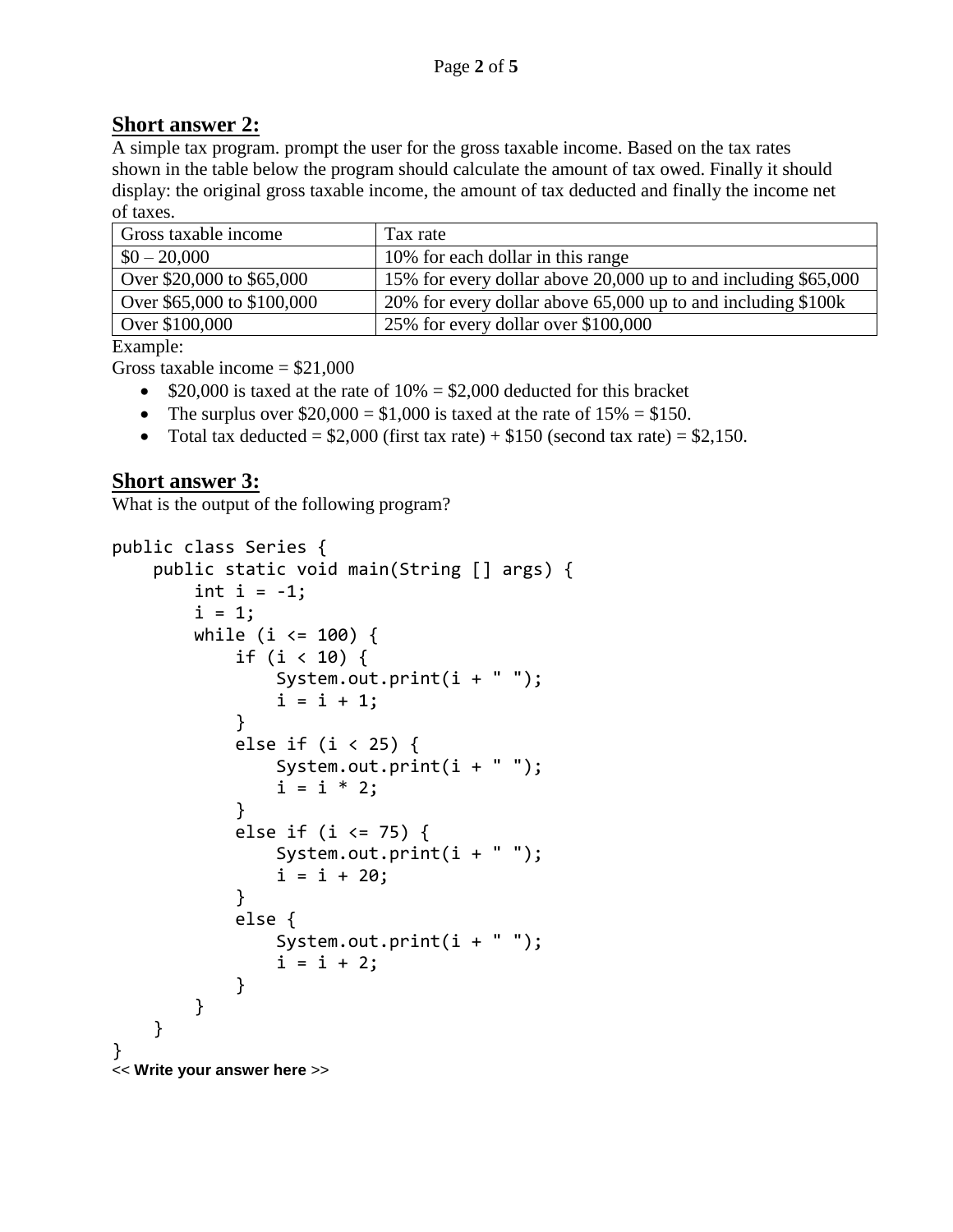## Short answer 2:

A simple tax program. prompt the user for the gross taxable income. Based on the tax rates shown in the table below the program should calculate the amount of tax owed. Finally it should display: the original gross taxable income, the amount of tax deducted and finally the income net of taxes.

| Gross taxable income | Tax rate |
|---|---|
| $0 – 20,000 | 10% for each dollar in this range |
| Over $20,000 to $65,000 | 15% for every dollar above 20,000 up to and including $65,000 |
| Over $65,000 to $100,000 | 20% for every dollar above 65,000 up to and including $100k |
| Over $100,000 | 25% for every dollar over $100,000 |

Example:

Gross taxable income = $21,000

- $20,000 is taxed at the rate of 10% = $2,000 deducted for this bracket
- The surplus over $20,000 = $1,000 is taxed at the rate of 15% = $150.
- Total tax deducted = $2,000 (first tax rate) + $150 (second tax rate) = $2,150.

## Short answer 3:

What is the output of the following program?

```
public class Series {
    public static void main(String [] args) {
        int i = -1;
        i = 1;
        while (i <= 100) {
            if (i < 10) {
                System.out.print(i + " ");
                i = i + 1;
            }
            else if (i < 25) {
                System.out.print(i + " ");
                i = i * 2;
            }
            else if (i <= 75) {
                System.out.print(i + " ");
                i = i + 20;
            }
            else {
                System.out.print(i + " ");
                i = i + 2;
            }
        }
    }
}
```

**<< Write your answer here >>**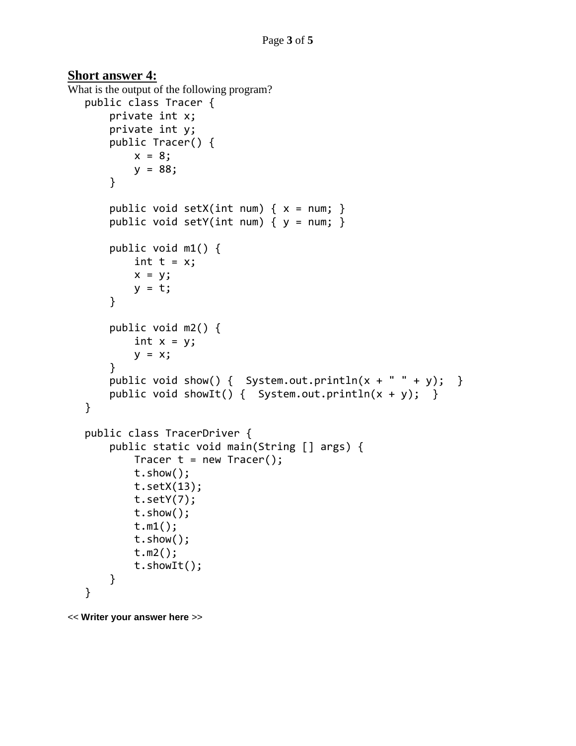## **Short answer 4:**

What is the output of the following program?

```
public class Tracer {
    private int x;
    private int y;
    public Tracer() {
        x = 8;
        y = 88;
    }

    public void setX(int num) { x = num; }
    public void setY(int num) { y = num; }

    public void m1() {
        int t = x;
        x = y;
        y = t;
    }

    public void m2() {
        int x = y;
        y = x;
    }
    public void show() {  System.out.println(x + " " + y);  }
    public void showIt() {  System.out.println(x + y);  }
}

public class TracerDriver {
    public static void main(String [] args) {
        Tracer t = new Tracer();
        t.show();
        t.setX(13);
        t.setY(7);
        t.show();
        t.m1();
        t.show();
        t.m2();
        t.showIt();
    }
}
```

<< **Writer your answer here** >>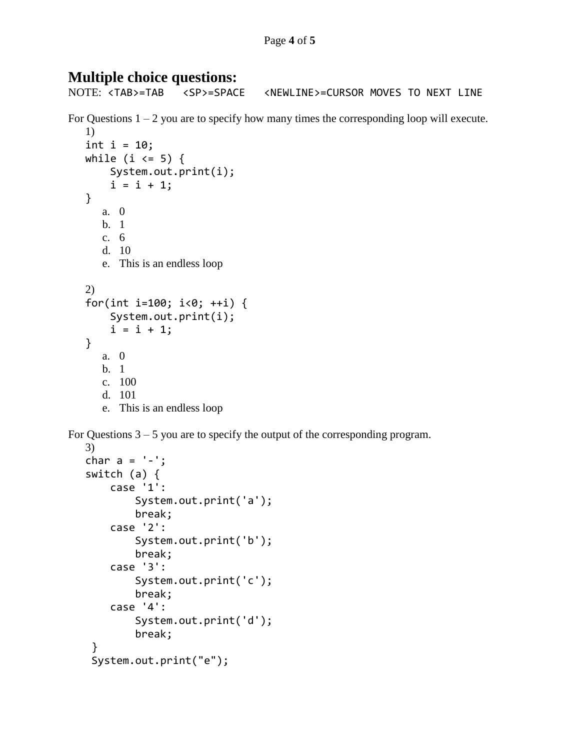# Multiple choice questions:

NOTE: `<TAB>=TAB   <SP>=SPACE   <NEWLINE>=CURSOR MOVES TO NEXT LINE`

For Questions 1 – 2 you are to specify how many times the corresponding loop will execute.

1)
```
int i = 10;
while (i <= 5) {
    System.out.print(i);
    i = i + 1;
}
```
a. 0
b. 1
c. 6
d. 10
e. This is an endless loop

2)
```
for(int i=100; i<0; ++i) {
    System.out.print(i);
    i = i + 1;
}
```
a. 0
b. 1
c. 100
d. 101
e. This is an endless loop

For Questions 3 – 5 you are to specify the output of the corresponding program.

3)
```
char a = '-';
switch (a) {
    case '1':
        System.out.print('a');
        break;
    case '2':
        System.out.print('b');
        break;
    case '3':
        System.out.print('c');
        break;
    case '4':
        System.out.print('d');
        break;
 }
 System.out.print("e");
```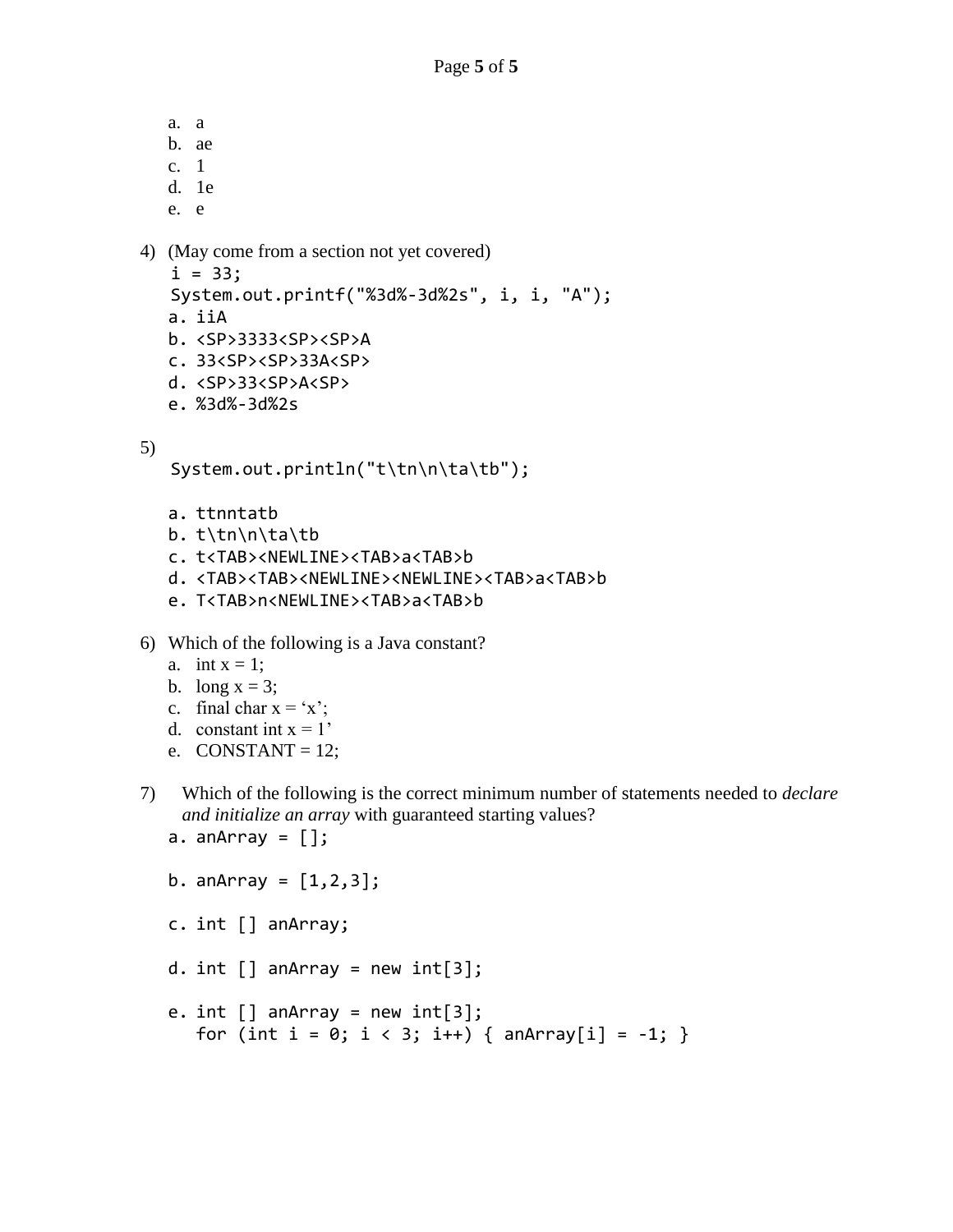a. a
b. ae
c. 1
d. 1e
e. e

4) (May come from a section not yet covered)

```
i = 33;
System.out.printf("%3d%-3d%2s", i, i, "A");
```

```
a. iiA
b. <SP>3333<SP><SP>A
c. 33<SP><SP>33A<SP>
d. <SP>33<SP>A<SP>
e. %3d%-3d%2s
```

5)

```
System.out.println("t\tn\n\ta\tb");
```

```
a. ttnntatb
b. t\tn\n\ta\tb
c. t<TAB><NEWLINE><TAB>a<TAB>b
d. <TAB><TAB><NEWLINE><NEWLINE><TAB>a<TAB>b
e. T<TAB>n<NEWLINE><TAB>a<TAB>b
```

6) Which of the following is a Java constant?
   a. int x = 1;
   b. long x = 3;
   c. final char x = 'x';
   d. constant int x = 1'
   e. CONSTANT = 12;

7) Which of the following is the correct minimum number of statements needed to *declare and initialize an array* with guaranteed starting values?

```
a. anArray = [];

b. anArray = [1,2,3];

c. int [] anArray;

d. int [] anArray = new int[3];

e. int [] anArray = new int[3];
   for (int i = 0; i < 3; i++) { anArray[i] = -1; }
```